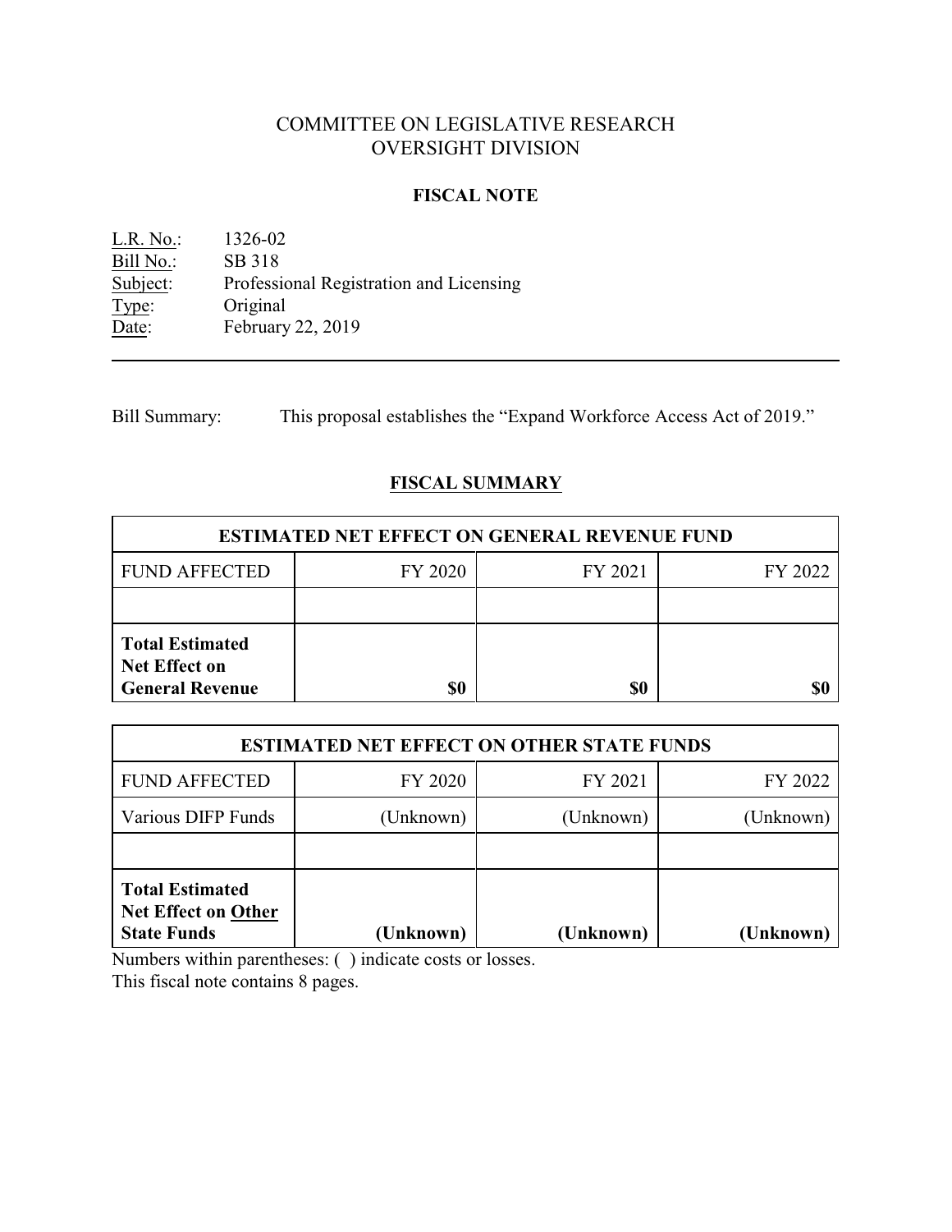COMMITTEE ON LEGISLATIVE RESEARCH
OVERSIGHT DIVISION

## FISCAL NOTE

L.R. No.: 1326-02
Bill No.: SB 318
Subject: Professional Registration and Licensing
Type: Original
Date: February 22, 2019

Bill Summary: This proposal establishes the "Expand Workforce Access Act of 2019."

## FISCAL SUMMARY

| ESTIMATED NET EFFECT ON GENERAL REVENUE FUND | | | |
|---|---|---|---|
| FUND AFFECTED | FY 2020 | FY 2021 | FY 2022 |
| | | | |
| **Total Estimated Net Effect on General Revenue** | **$0** | **$0** | **$0** |

| ESTIMATED NET EFFECT ON OTHER STATE FUNDS | | | |
|---|---|---|---|
| FUND AFFECTED | FY 2020 | FY 2021 | FY 2022 |
| Various DIFP Funds | (Unknown) | (Unknown) | (Unknown) |
| | | | |
| **Total Estimated Net Effect on Other State Funds** | **(Unknown)** | **(Unknown)** | **(Unknown)** |

Numbers within parentheses: ( ) indicate costs or losses.
This fiscal note contains 8 pages.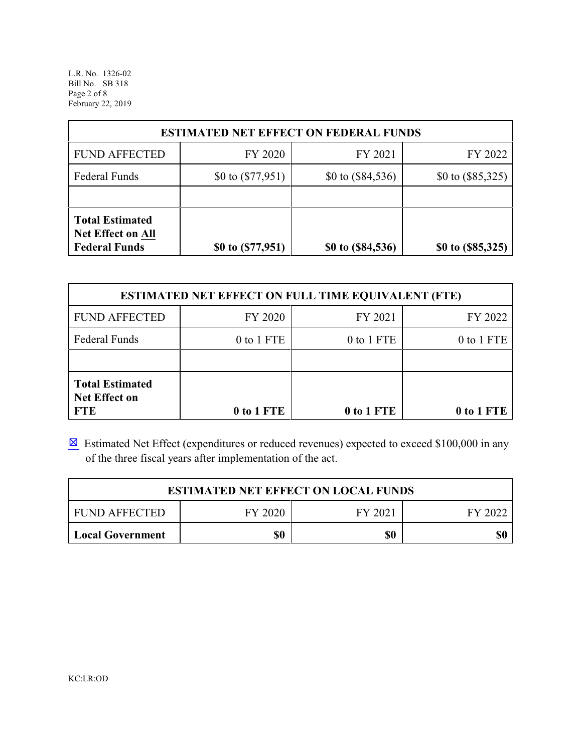| ESTIMATED NET EFFECT ON FEDERAL FUNDS | | | |
|---|---|---|---|
| FUND AFFECTED | FY 2020 | FY 2021 | FY 2022 |
| Federal Funds | $0 to ($77,951) | $0 to ($84,536) | $0 to ($85,325) |
| | | | |
| **Total Estimated Net Effect on All Federal Funds** | **$0 to ($77,951)** | **$0 to ($84,536)** | **$0 to ($85,325)** |

| ESTIMATED NET EFFECT ON FULL TIME EQUIVALENT (FTE) | | | |
|---|---|---|---|
| FUND AFFECTED | FY 2020 | FY 2021 | FY 2022 |
| Federal Funds | 0 to 1 FTE | 0 to 1 FTE | 0 to 1 FTE |
| | | | |
| **Total Estimated Net Effect on FTE** | **0 to 1 FTE** | **0 to 1 FTE** | **0 to 1 FTE** |

☒ Estimated Net Effect (expenditures or reduced revenues) expected to exceed $100,000 in any of the three fiscal years after implementation of the act.

| ESTIMATED NET EFFECT ON LOCAL FUNDS | | | |
|---|---|---|---|
| FUND AFFECTED | FY 2020 | FY 2021 | FY 2022 |
| **Local Government** | **$0** | **$0** | **$0** |

KC:LR:OD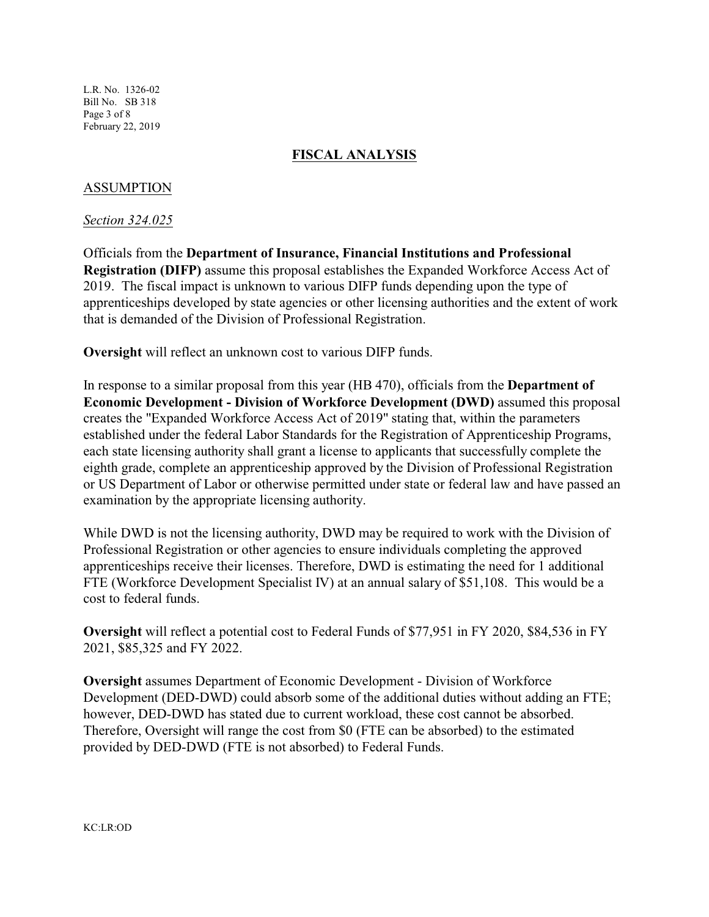## FISCAL ANALYSIS

### ASSUMPTION

*Section 324.025*

Officials from the **Department of Insurance, Financial Institutions and Professional Registration (DIFP)** assume this proposal establishes the Expanded Workforce Access Act of 2019. The fiscal impact is unknown to various DIFP funds depending upon the type of apprenticeships developed by state agencies or other licensing authorities and the extent of work that is demanded of the Division of Professional Registration.

**Oversight** will reflect an unknown cost to various DIFP funds.

In response to a similar proposal from this year (HB 470), officials from the **Department of Economic Development - Division of Workforce Development (DWD)** assumed this proposal creates the "Expanded Workforce Access Act of 2019" stating that, within the parameters established under the federal Labor Standards for the Registration of Apprenticeship Programs, each state licensing authority shall grant a license to applicants that successfully complete the eighth grade, complete an apprenticeship approved by the Division of Professional Registration or US Department of Labor or otherwise permitted under state or federal law and have passed an examination by the appropriate licensing authority.

While DWD is not the licensing authority, DWD may be required to work with the Division of Professional Registration or other agencies to ensure individuals completing the approved apprenticeships receive their licenses. Therefore, DWD is estimating the need for 1 additional FTE (Workforce Development Specialist IV) at an annual salary of $51,108. This would be a cost to federal funds.

**Oversight** will reflect a potential cost to Federal Funds of $77,951 in FY 2020, $84,536 in FY 2021, $85,325 and FY 2022.

**Oversight** assumes Department of Economic Development - Division of Workforce Development (DED-DWD) could absorb some of the additional duties without adding an FTE; however, DED-DWD has stated due to current workload, these cost cannot be absorbed. Therefore, Oversight will range the cost from $0 (FTE can be absorbed) to the estimated provided by DED-DWD (FTE is not absorbed) to Federal Funds.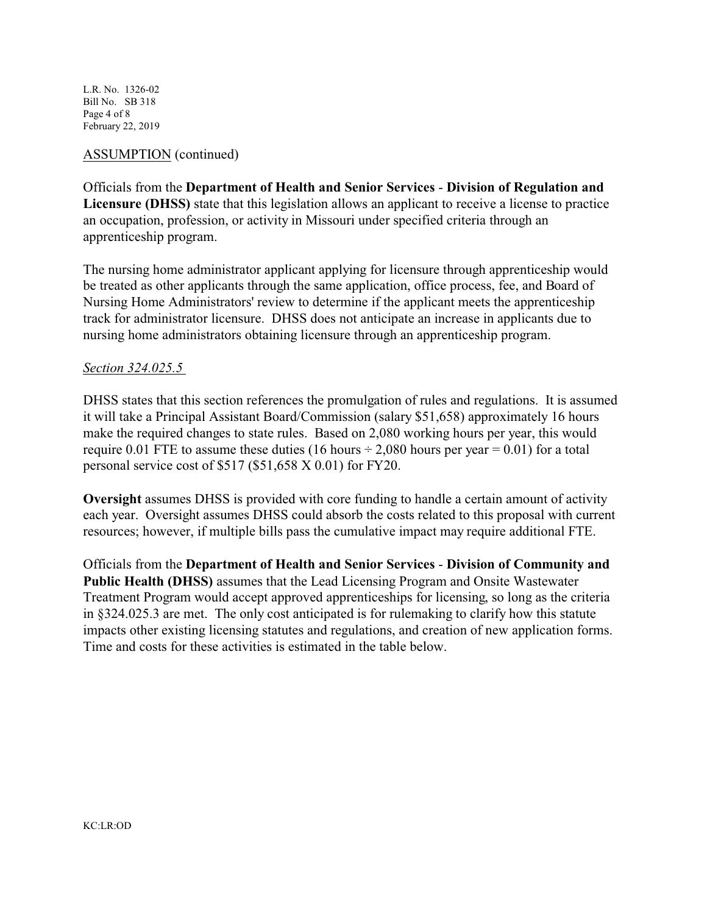ASSUMPTION (continued)

Officials from the **Department of Health and Senior Services** - **Division of Regulation and Licensure (DHSS)** state that this legislation allows an applicant to receive a license to practice an occupation, profession, or activity in Missouri under specified criteria through an apprenticeship program.

The nursing home administrator applicant applying for licensure through apprenticeship would be treated as other applicants through the same application, office process, fee, and Board of Nursing Home Administrators' review to determine if the applicant meets the apprenticeship track for administrator licensure. DHSS does not anticipate an increase in applicants due to nursing home administrators obtaining licensure through an apprenticeship program.

*Section 324.025.5*

DHSS states that this section references the promulgation of rules and regulations. It is assumed it will take a Principal Assistant Board/Commission (salary $51,658) approximately 16 hours make the required changes to state rules. Based on 2,080 working hours per year, this would require 0.01 FTE to assume these duties (16 hours ÷ 2,080 hours per year = 0.01) for a total personal service cost of $517 ($51,658 X 0.01) for FY20.

**Oversight** assumes DHSS is provided with core funding to handle a certain amount of activity each year. Oversight assumes DHSS could absorb the costs related to this proposal with current resources; however, if multiple bills pass the cumulative impact may require additional FTE.

Officials from the **Department of Health and Senior Services** - **Division of Community and Public Health (DHSS)** assumes that the Lead Licensing Program and Onsite Wastewater Treatment Program would accept approved apprenticeships for licensing, so long as the criteria in §324.025.3 are met. The only cost anticipated is for rulemaking to clarify how this statute impacts other existing licensing statutes and regulations, and creation of new application forms. Time and costs for these activities is estimated in the table below.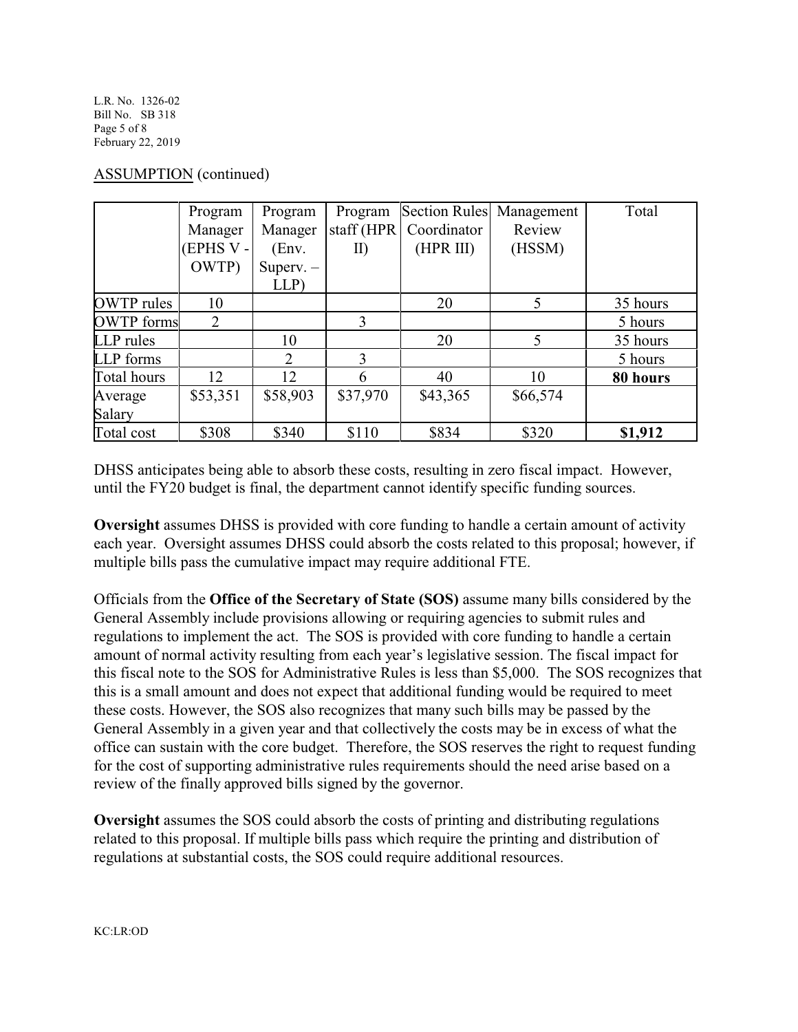ASSUMPTION (continued)

| | Program Manager (EPHS V - OWTP) | Program Manager (Env. Superv. – LLP) | Program staff (HPR II) | Section Rules Coordinator (HPR III) | Management Review (HSSM) | Total |
|---|---|---|---|---|---|---|
| OWTP rules | 10 | | | 20 | 5 | 35 hours |
| OWTP forms | 2 | | 3 | | | 5 hours |
| LLP rules | | 10 | | 20 | 5 | 35 hours |
| LLP forms | | 2 | 3 | | | 5 hours |
| Total hours | 12 | 12 | 6 | 40 | 10 | **80 hours** |
| Average Salary | $53,351 | $58,903 | $37,970 | $43,365 | $66,574 | |
| Total cost | $308 | $340 | $110 | $834 | $320 | **$1,912** |

DHSS anticipates being able to absorb these costs, resulting in zero fiscal impact. However, until the FY20 budget is final, the department cannot identify specific funding sources.

**Oversight** assumes DHSS is provided with core funding to handle a certain amount of activity each year. Oversight assumes DHSS could absorb the costs related to this proposal; however, if multiple bills pass the cumulative impact may require additional FTE.

Officials from the **Office of the Secretary of State (SOS)** assume many bills considered by the General Assembly include provisions allowing or requiring agencies to submit rules and regulations to implement the act. The SOS is provided with core funding to handle a certain amount of normal activity resulting from each year's legislative session. The fiscal impact for this fiscal note to the SOS for Administrative Rules is less than $5,000. The SOS recognizes that this is a small amount and does not expect that additional funding would be required to meet these costs. However, the SOS also recognizes that many such bills may be passed by the General Assembly in a given year and that collectively the costs may be in excess of what the office can sustain with the core budget. Therefore, the SOS reserves the right to request funding for the cost of supporting administrative rules requirements should the need arise based on a review of the finally approved bills signed by the governor.

**Oversight** assumes the SOS could absorb the costs of printing and distributing regulations related to this proposal. If multiple bills pass which require the printing and distribution of regulations at substantial costs, the SOS could require additional resources.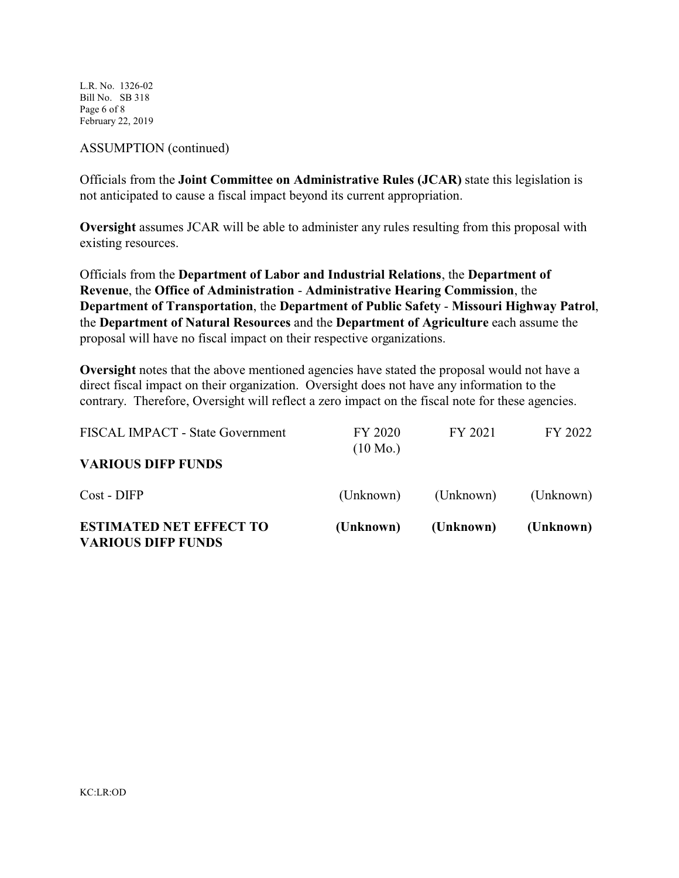ASSUMPTION (continued)

Officials from the **Joint Committee on Administrative Rules (JCAR)** state this legislation is not anticipated to cause a fiscal impact beyond its current appropriation.

**Oversight** assumes JCAR will be able to administer any rules resulting from this proposal with existing resources.

Officials from the **Department of Labor and Industrial Relations**, the **Department of Revenue**, the **Office of Administration** - **Administrative Hearing Commission**, the **Department of Transportation**, the **Department of Public Safety** - **Missouri Highway Patrol**, the **Department of Natural Resources** and the **Department of Agriculture** each assume the proposal will have no fiscal impact on their respective organizations.

**Oversight** notes that the above mentioned agencies have stated the proposal would not have a direct fiscal impact on their organization. Oversight does not have any information to the contrary. Therefore, Oversight will reflect a zero impact on the fiscal note for these agencies.

| FISCAL IMPACT - State Government | FY 2020 (10 Mo.) | FY 2021 | FY 2022 |
| --- | --- | --- | --- |
| **VARIOUS DIFP FUNDS** | | | |
| Cost - DIFP | (Unknown) | (Unknown) | (Unknown) |
| **ESTIMATED NET EFFECT TO VARIOUS DIFP FUNDS** | **(Unknown)** | **(Unknown)** | **(Unknown)** |

KC:LR:OD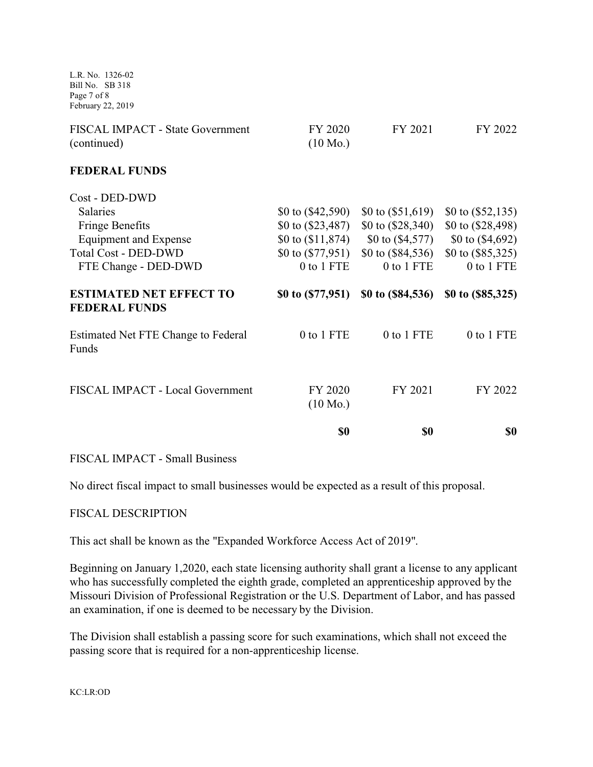| FISCAL IMPACT - State Government (continued) | FY 2020 (10 Mo.) | FY 2021 | FY 2022 |
|---|---|---|---|
| **FEDERAL FUNDS** | | | |
| Cost - DED-DWD | | | |
| Salaries | $0 to ($42,590) | $0 to ($51,619) | $0 to ($52,135) |
| Fringe Benefits | $0 to ($23,487) | $0 to ($28,340) | $0 to ($28,498) |
| Equipment and Expense | $0 to ($11,874) | $0 to ($4,577) | $0 to ($4,692) |
| Total Cost - DED-DWD | $0 to ($77,951) | $0 to ($84,536) | $0 to ($85,325) |
| FTE Change - DED-DWD | 0 to 1 FTE | 0 to 1 FTE | 0 to 1 FTE |
| **ESTIMATED NET EFFECT TO FEDERAL FUNDS** | **$0 to ($77,951)** | **$0 to ($84,536)** | **$0 to ($85,325)** |
| Estimated Net FTE Change to Federal Funds | 0 to 1 FTE | 0 to 1 FTE | 0 to 1 FTE |

| FISCAL IMPACT - Local Government | FY 2020 (10 Mo.) | FY 2021 | FY 2022 |
|---|---|---|---|
| | **$0** | **$0** | **$0** |

FISCAL IMPACT - Small Business

No direct fiscal impact to small businesses would be expected as a result of this proposal.

FISCAL DESCRIPTION

This act shall be known as the "Expanded Workforce Access Act of 2019".

Beginning on January 1,2020, each state licensing authority shall grant a license to any applicant who has successfully completed the eighth grade, completed an apprenticeship approved by the Missouri Division of Professional Registration or the U.S. Department of Labor, and has passed an examination, if one is deemed to be necessary by the Division.

The Division shall establish a passing score for such examinations, which shall not exceed the passing score that is required for a non-apprenticeship license.

KC:LR:OD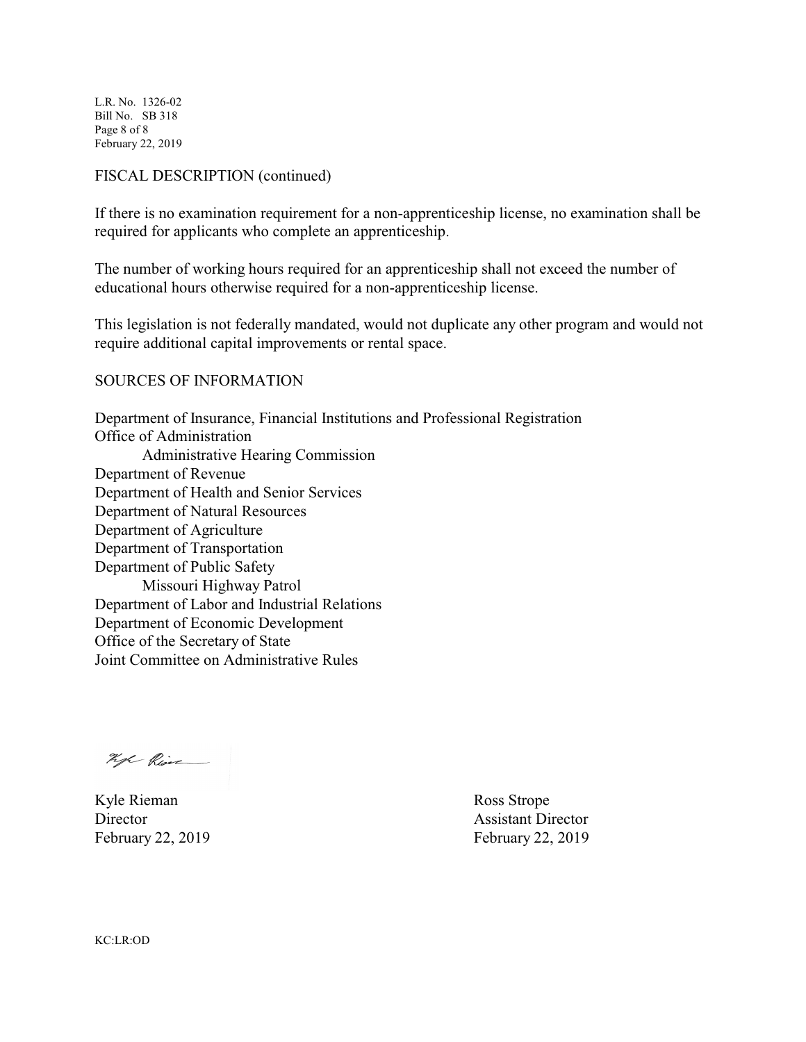FISCAL DESCRIPTION (continued)

If there is no examination requirement for a non-apprenticeship license, no examination shall be required for applicants who complete an apprenticeship.

The number of working hours required for an apprenticeship shall not exceed the number of educational hours otherwise required for a non-apprenticeship license.

This legislation is not federally mandated, would not duplicate any other program and would not require additional capital improvements or rental space.

SOURCES OF INFORMATION

Department of Insurance, Financial Institutions and Professional Registration
Office of Administration
    Administrative Hearing Commission
Department of Revenue
Department of Health and Senior Services
Department of Natural Resources
Department of Agriculture
Department of Transportation
Department of Public Safety
    Missouri Highway Patrol
Department of Labor and Industrial Relations
Department of Economic Development
Office of the Secretary of State
Joint Committee on Administrative Rules

Kyle Rieman
Director
February 22, 2019

Ross Strope
Assistant Director
February 22, 2019

KC:LR:OD